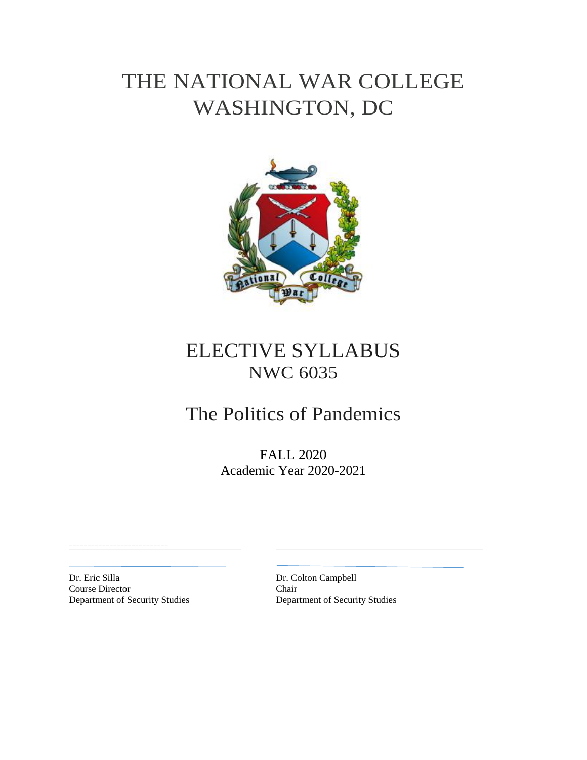# THE NATIONAL WAR COLLEGE
# WASHINGTON, DC

# ELECTIVE SYLLABUS
## NWC 6035

## The Politics of Pandemics

FALL 2020
Academic Year 2020-2021

Dr. Eric Silla
Course Director
Department of Security Studies

Dr. Colton Campbell
Chair
Department of Security Studies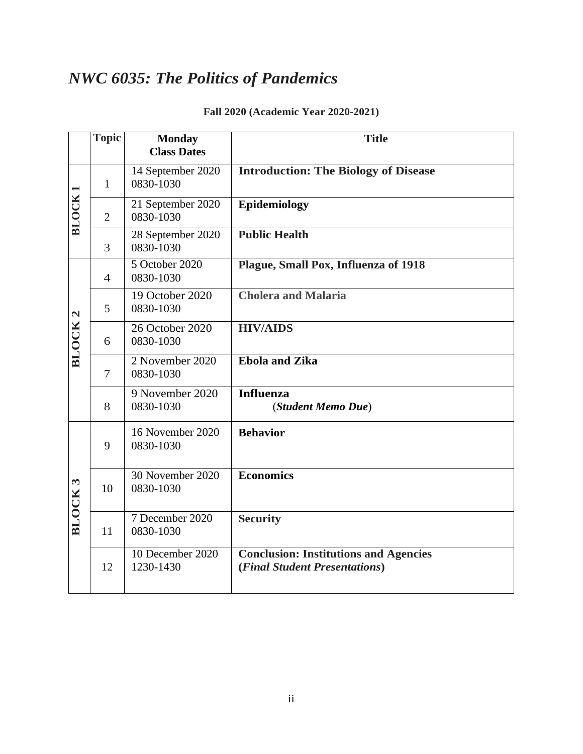# *NWC 6035: The Politics of Pandemics*

**Fall 2020 (Academic Year 2020-2021)**

| | Topic | Monday Class Dates | Title |
|---|---|---|---|
| **BLOCK 1** | 1 | 14 September 2020 0830-1030 | **Introduction: The Biology of Disease** |
| | 2 | 21 September 2020 0830-1030 | **Epidemiology** |
| | 3 | 28 September 2020 0830-1030 | **Public Health** |
| **BLOCK 2** | 4 | 5 October 2020 0830-1030 | **Plague, Small Pox, Influenza of 1918** |
| | 5 | 19 October 2020 0830-1030 | **Cholera and Malaria** |
| | 6 | 26 October 2020 0830-1030 | **HIV/AIDS** |
| | 7 | 2 November 2020 0830-1030 | **Ebola and Zika** |
| | 8 | 9 November 2020 0830-1030 | **Influenza** (***Student Memo Due***) |
| **BLOCK 3** | 9 | 16 November 2020 0830-1030 | **Behavior** |
| | 10 | 30 November 2020 0830-1030 | **Economics** |
| | 11 | 7 December 2020 0830-1030 | **Security** |
| | 12 | 10 December 2020 1230-1430 | **Conclusion: Institutions and Agencies (*Final Student Presentations*)** |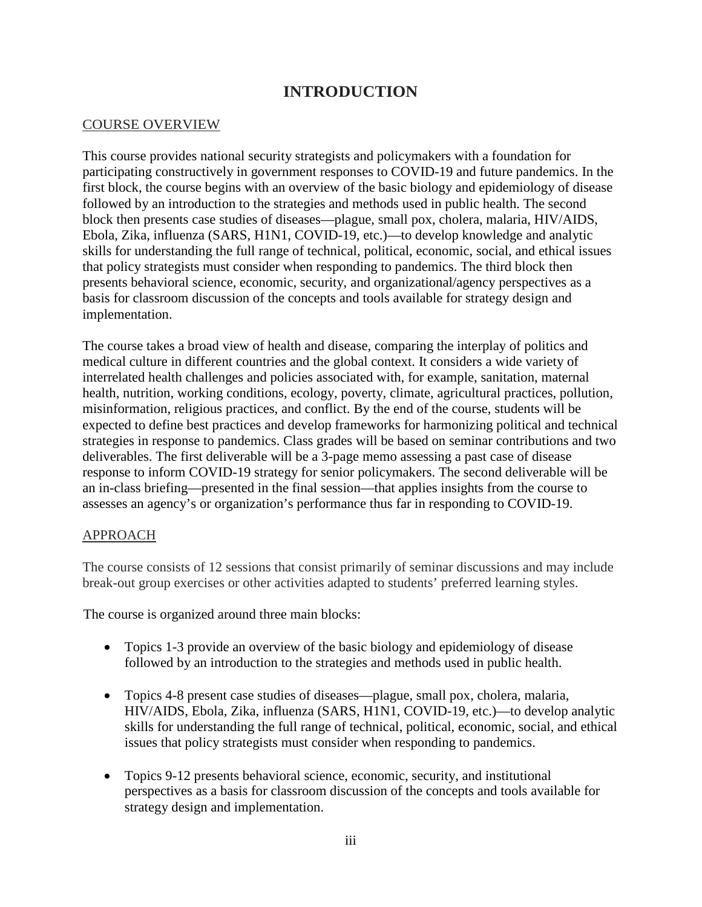# INTRODUCTION

## COURSE OVERVIEW

This course provides national security strategists and policymakers with a foundation for participating constructively in government responses to COVID-19 and future pandemics. In the first block, the course begins with an overview of the basic biology and epidemiology of disease followed by an introduction to the strategies and methods used in public health. The second block then presents case studies of diseases—plague, small pox, cholera, malaria, HIV/AIDS, Ebola, Zika, influenza (SARS, H1N1, COVID-19, etc.)—to develop knowledge and analytic skills for understanding the full range of technical, political, economic, social, and ethical issues that policy strategists must consider when responding to pandemics. The third block then presents behavioral science, economic, security, and organizational/agency perspectives as a basis for classroom discussion of the concepts and tools available for strategy design and implementation.

The course takes a broad view of health and disease, comparing the interplay of politics and medical culture in different countries and the global context. It considers a wide variety of interrelated health challenges and policies associated with, for example, sanitation, maternal health, nutrition, working conditions, ecology, poverty, climate, agricultural practices, pollution, misinformation, religious practices, and conflict. By the end of the course, students will be expected to define best practices and develop frameworks for harmonizing political and technical strategies in response to pandemics. Class grades will be based on seminar contributions and two deliverables. The first deliverable will be a 3-page memo assessing a past case of disease response to inform COVID-19 strategy for senior policymakers. The second deliverable will be an in-class briefing—presented in the final session—that applies insights from the course to assesses an agency's or organization's performance thus far in responding to COVID-19.

## APPROACH

The course consists of 12 sessions that consist primarily of seminar discussions and may include break-out group exercises or other activities adapted to students' preferred learning styles.

The course is organized around three main blocks:

- Topics 1-3 provide an overview of the basic biology and epidemiology of disease followed by an introduction to the strategies and methods used in public health.
- Topics 4-8 present case studies of diseases—plague, small pox, cholera, malaria, HIV/AIDS, Ebola, Zika, influenza (SARS, H1N1, COVID-19, etc.)—to develop analytic skills for understanding the full range of technical, political, economic, social, and ethical issues that policy strategists must consider when responding to pandemics.
- Topics 9-12 presents behavioral science, economic, security, and institutional perspectives as a basis for classroom discussion of the concepts and tools available for strategy design and implementation.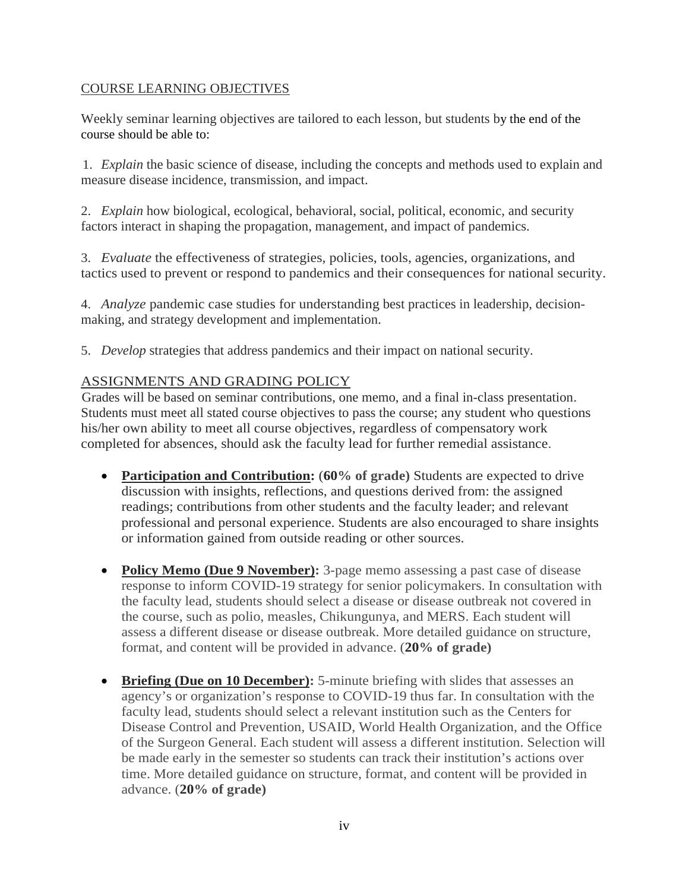## COURSE LEARNING OBJECTIVES

Weekly seminar learning objectives are tailored to each lesson, but students by the end of the course should be able to:

1. *Explain* the basic science of disease, including the concepts and methods used to explain and measure disease incidence, transmission, and impact.

2. *Explain* how biological, ecological, behavioral, social, political, economic, and security factors interact in shaping the propagation, management, and impact of pandemics.

3. *Evaluate* the effectiveness of strategies, policies, tools, agencies, organizations, and tactics used to prevent or respond to pandemics and their consequences for national security.

4. *Analyze* pandemic case studies for understanding best practices in leadership, decision-making, and strategy development and implementation.

5. *Develop* strategies that address pandemics and their impact on national security.

## ASSIGNMENTS AND GRADING POLICY

Grades will be based on seminar contributions, one memo, and a final in-class presentation. Students must meet all stated course objectives to pass the course; any student who questions his/her own ability to meet all course objectives, regardless of compensatory work completed for absences, should ask the faculty lead for further remedial assistance.

- **Participation and Contribution:** (**60% of grade)** Students are expected to drive discussion with insights, reflections, and questions derived from: the assigned readings; contributions from other students and the faculty leader; and relevant professional and personal experience. Students are also encouraged to share insights or information gained from outside reading or other sources.

- **Policy Memo (Due 9 November):** 3-page memo assessing a past case of disease response to inform COVID-19 strategy for senior policymakers. In consultation with the faculty lead, students should select a disease or disease outbreak not covered in the course, such as polio, measles, Chikungunya, and MERS. Each student will assess a different disease or disease outbreak. More detailed guidance on structure, format, and content will be provided in advance. (**20% of grade)**

- **Briefing (Due on 10 December):** 5-minute briefing with slides that assesses an agency's or organization's response to COVID-19 thus far. In consultation with the faculty lead, students should select a relevant institution such as the Centers for Disease Control and Prevention, USAID, World Health Organization, and the Office of the Surgeon General. Each student will assess a different institution. Selection will be made early in the semester so students can track their institution's actions over time. More detailed guidance on structure, format, and content will be provided in advance. (**20% of grade)**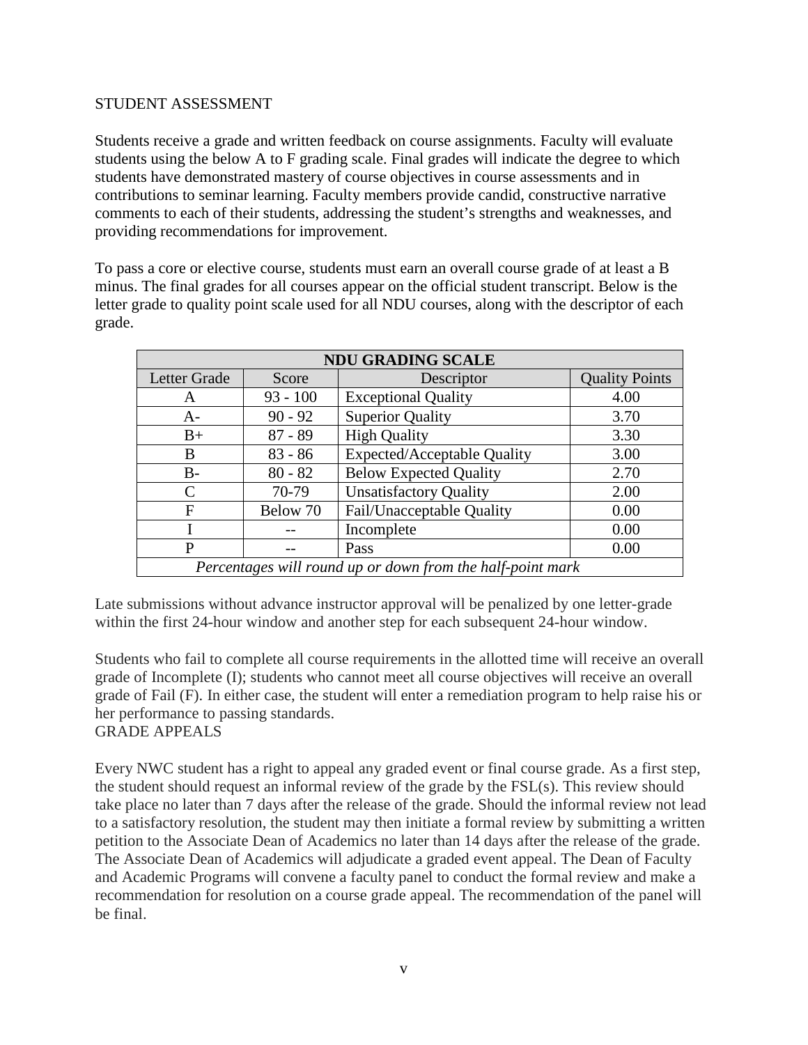## STUDENT ASSESSMENT

Students receive a grade and written feedback on course assignments. Faculty will evaluate students using the below A to F grading scale. Final grades will indicate the degree to which students have demonstrated mastery of course objectives in course assessments and in contributions to seminar learning. Faculty members provide candid, constructive narrative comments to each of their students, addressing the student's strengths and weaknesses, and providing recommendations for improvement.

To pass a core or elective course, students must earn an overall course grade of at least a B minus. The final grades for all courses appear on the official student transcript. Below is the letter grade to quality point scale used for all NDU courses, along with the descriptor of each grade.

| **NDU GRADING SCALE** | | | |
|---|---|---|---|
| Letter Grade | Score | Descriptor | Quality Points |
| A | 93 - 100 | Exceptional Quality | 4.00 |
| A- | 90 - 92 | Superior Quality | 3.70 |
| B+ | 87 - 89 | High Quality | 3.30 |
| B | 83 - 86 | Expected/Acceptable Quality | 3.00 |
| B- | 80 - 82 | Below Expected Quality | 2.70 |
| C | 70-79 | Unsatisfactory Quality | 2.00 |
| F | Below 70 | Fail/Unacceptable Quality | 0.00 |
| I | -- | Incomplete | 0.00 |
| P | -- | Pass | 0.00 |
| *Percentages will round up or down from the half-point mark* | | | |

Late submissions without advance instructor approval will be penalized by one letter-grade within the first 24-hour window and another step for each subsequent 24-hour window.

Students who fail to complete all course requirements in the allotted time will receive an overall grade of Incomplete (I); students who cannot meet all course objectives will receive an overall grade of Fail (F). In either case, the student will enter a remediation program to help raise his or her performance to passing standards.

## GRADE APPEALS

Every NWC student has a right to appeal any graded event or final course grade. As a first step, the student should request an informal review of the grade by the FSL(s). This review should take place no later than 7 days after the release of the grade. Should the informal review not lead to a satisfactory resolution, the student may then initiate a formal review by submitting a written petition to the Associate Dean of Academics no later than 14 days after the release of the grade. The Associate Dean of Academics will adjudicate a graded event appeal. The Dean of Faculty and Academic Programs will convene a faculty panel to conduct the formal review and make a recommendation for resolution on a course grade appeal. The recommendation of the panel will be final.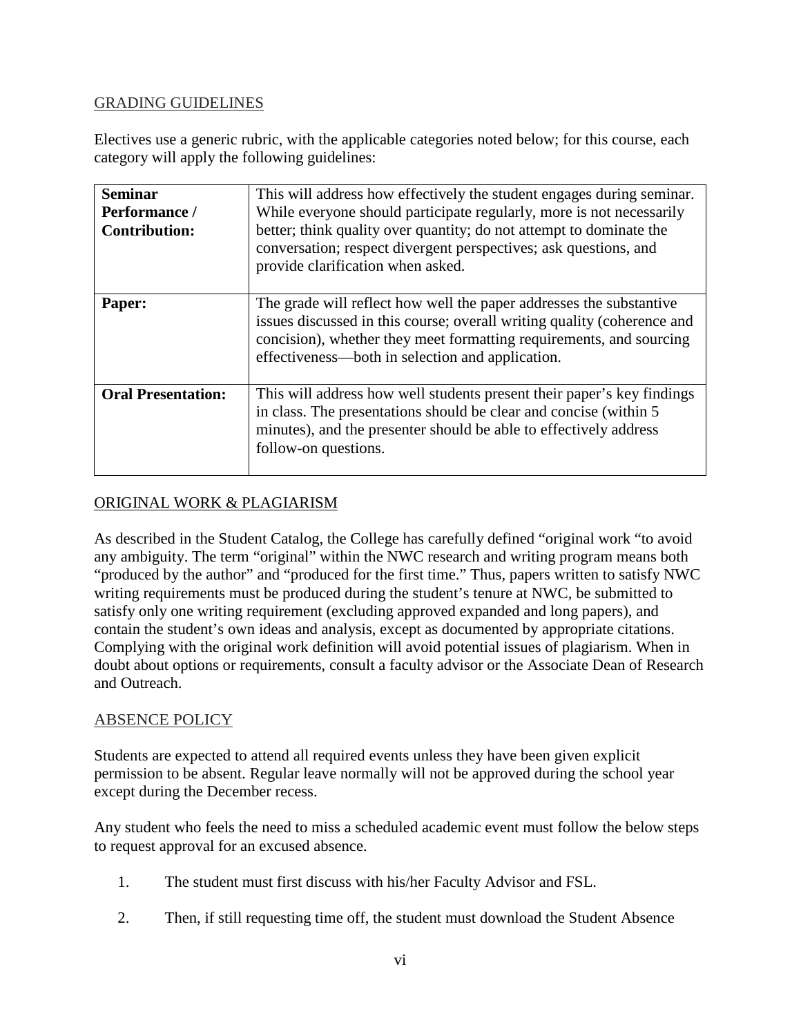## GRADING GUIDELINES

Electives use a generic rubric, with the applicable categories noted below; for this course, each category will apply the following guidelines:

| | |
|---|---|
| **Seminar Performance / Contribution:** | This will address how effectively the student engages during seminar. While everyone should participate regularly, more is not necessarily better; think quality over quantity; do not attempt to dominate the conversation; respect divergent perspectives; ask questions, and provide clarification when asked. |
| **Paper:** | The grade will reflect how well the paper addresses the substantive issues discussed in this course; overall writing quality (coherence and concision), whether they meet formatting requirements, and sourcing effectiveness—both in selection and application. |
| **Oral Presentation:** | This will address how well students present their paper's key findings in class. The presentations should be clear and concise (within 5 minutes), and the presenter should be able to effectively address follow-on questions. |

## ORIGINAL WORK & PLAGIARISM

As described in the Student Catalog, the College has carefully defined "original work "to avoid any ambiguity. The term "original" within the NWC research and writing program means both "produced by the author" and "produced for the first time." Thus, papers written to satisfy NWC writing requirements must be produced during the student's tenure at NWC, be submitted to satisfy only one writing requirement (excluding approved expanded and long papers), and contain the student's own ideas and analysis, except as documented by appropriate citations. Complying with the original work definition will avoid potential issues of plagiarism. When in doubt about options or requirements, consult a faculty advisor or the Associate Dean of Research and Outreach.

## ABSENCE POLICY

Students are expected to attend all required events unless they have been given explicit permission to be absent. Regular leave normally will not be approved during the school year except during the December recess.

Any student who feels the need to miss a scheduled academic event must follow the below steps to request approval for an excused absence.

1. The student must first discuss with his/her Faculty Advisor and FSL.
2. Then, if still requesting time off, the student must download the Student Absence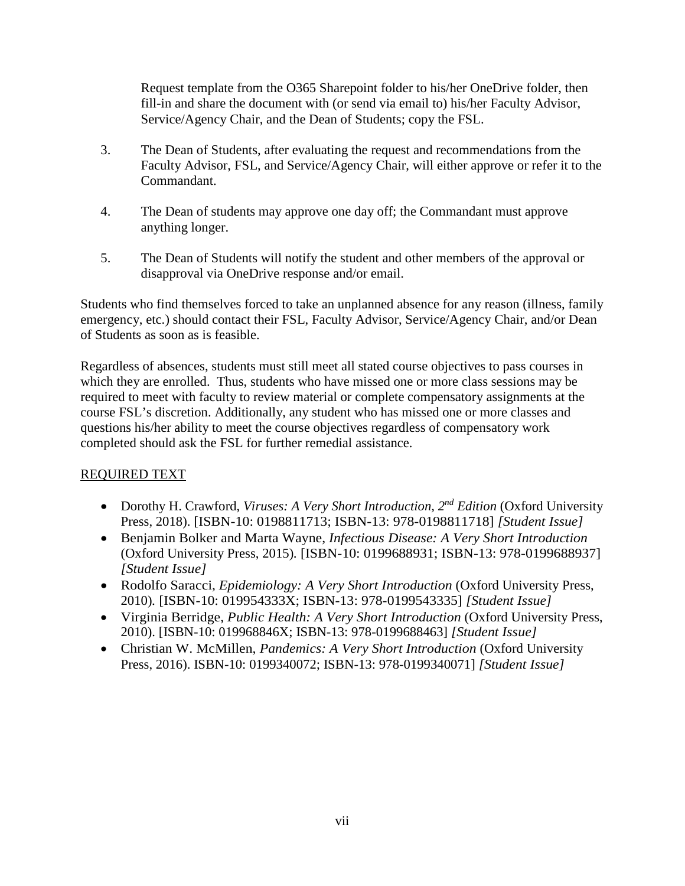Request template from the O365 Sharepoint folder to his/her OneDrive folder, then fill-in and share the document with (or send via email to) his/her Faculty Advisor, Service/Agency Chair, and the Dean of Students; copy the FSL.

3. The Dean of Students, after evaluating the request and recommendations from the Faculty Advisor, FSL, and Service/Agency Chair, will either approve or refer it to the Commandant.

4. The Dean of students may approve one day off; the Commandant must approve anything longer.

5. The Dean of Students will notify the student and other members of the approval or disapproval via OneDrive response and/or email.

Students who find themselves forced to take an unplanned absence for any reason (illness, family emergency, etc.) should contact their FSL, Faculty Advisor, Service/Agency Chair, and/or Dean of Students as soon as is feasible.

Regardless of absences, students must still meet all stated course objectives to pass courses in which they are enrolled. Thus, students who have missed one or more class sessions may be required to meet with faculty to review material or complete compensatory assignments at the course FSL's discretion. Additionally, any student who has missed one or more classes and questions his/her ability to meet the course objectives regardless of compensatory work completed should ask the FSL for further remedial assistance.

REQUIRED TEXT

- Dorothy H. Crawford, *Viruses: A Very Short Introduction, 2nd Edition* (Oxford University Press, 2018). [ISBN-10: 0198811713; ISBN-13: 978-0198811718] *[Student Issue]*
- Benjamin Bolker and Marta Wayne, *Infectious Disease: A Very Short Introduction* (Oxford University Press, 2015). [ISBN-10: 0199688931; ISBN-13: 978-0199688937] *[Student Issue]*
- Rodolfo Saracci, *Epidemiology: A Very Short Introduction* (Oxford University Press, 2010). [ISBN-10: 019954333X; ISBN-13: 978-0199543335] *[Student Issue]*
- Virginia Berridge, *Public Health: A Very Short Introduction* (Oxford University Press, 2010). [ISBN-10: 019968846X; ISBN-13: 978-0199688463] *[Student Issue]*
- Christian W. McMillen, *Pandemics: A Very Short Introduction* (Oxford University Press, 2016). ISBN-10: 0199340072; ISBN-13: 978-0199340071] *[Student Issue]*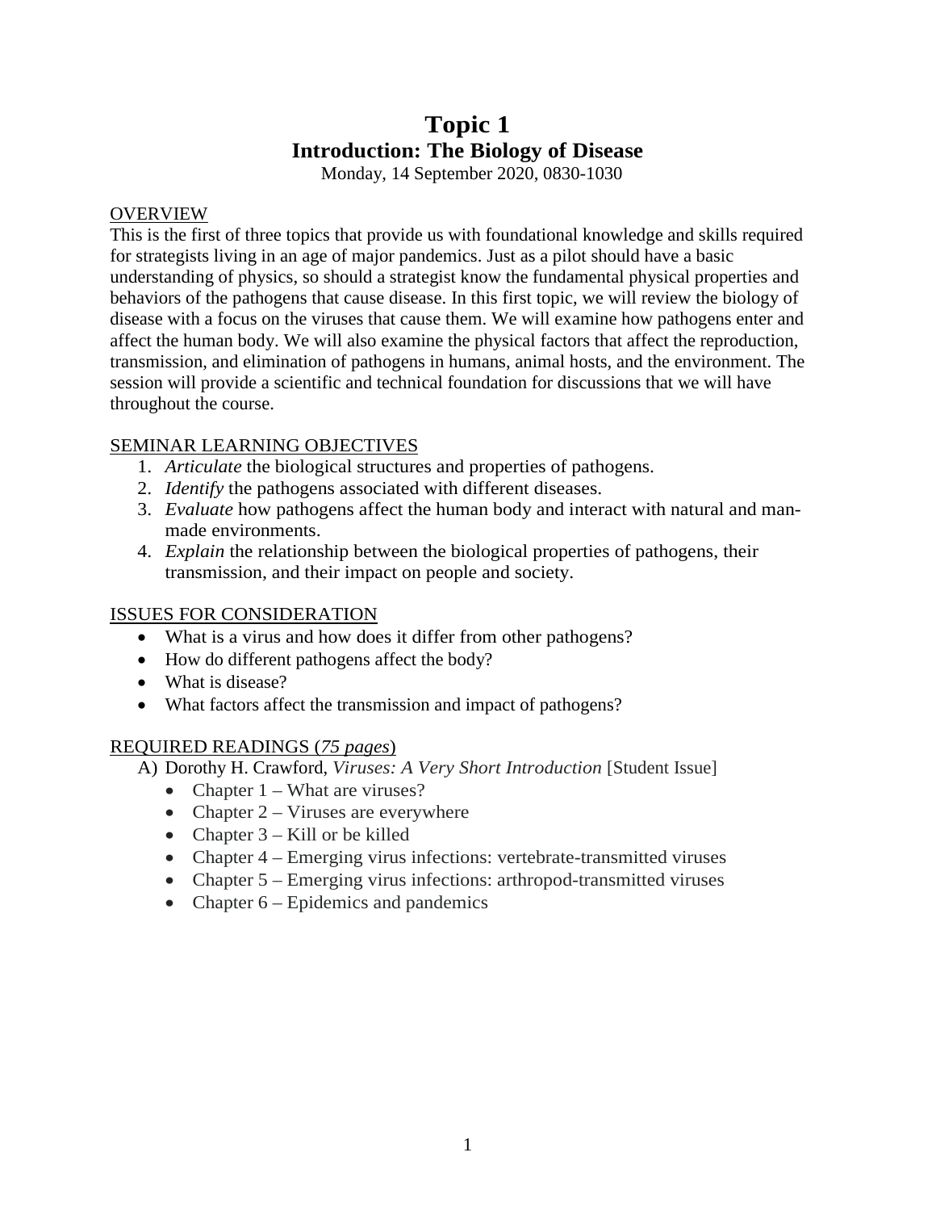# Topic 1
## Introduction: The Biology of Disease

Monday, 14 September 2020, 0830-1030

OVERVIEW

This is the first of three topics that provide us with foundational knowledge and skills required for strategists living in an age of major pandemics. Just as a pilot should have a basic understanding of physics, so should a strategist know the fundamental physical properties and behaviors of the pathogens that cause disease. In this first topic, we will review the biology of disease with a focus on the viruses that cause them. We will examine how pathogens enter and affect the human body. We will also examine the physical factors that affect the reproduction, transmission, and elimination of pathogens in humans, animal hosts, and the environment. The session will provide a scientific and technical foundation for discussions that we will have throughout the course.

SEMINAR LEARNING OBJECTIVES

1. *Articulate* the biological structures and properties of pathogens.
2. *Identify* the pathogens associated with different diseases.
3. *Evaluate* how pathogens affect the human body and interact with natural and man-made environments.
4. *Explain* the relationship between the biological properties of pathogens, their transmission, and their impact on people and society.

ISSUES FOR CONSIDERATION

- What is a virus and how does it differ from other pathogens?
- How do different pathogens affect the body?
- What is disease?
- What factors affect the transmission and impact of pathogens?

REQUIRED READINGS (*75 pages*)

A) Dorothy H. Crawford, *Viruses: A Very Short Introduction* [Student Issue]
   - Chapter 1 – What are viruses?
   - Chapter 2 – Viruses are everywhere
   - Chapter 3 – Kill or be killed
   - Chapter 4 – Emerging virus infections: vertebrate-transmitted viruses
   - Chapter 5 – Emerging virus infections: arthropod-transmitted viruses
   - Chapter 6 – Epidemics and pandemics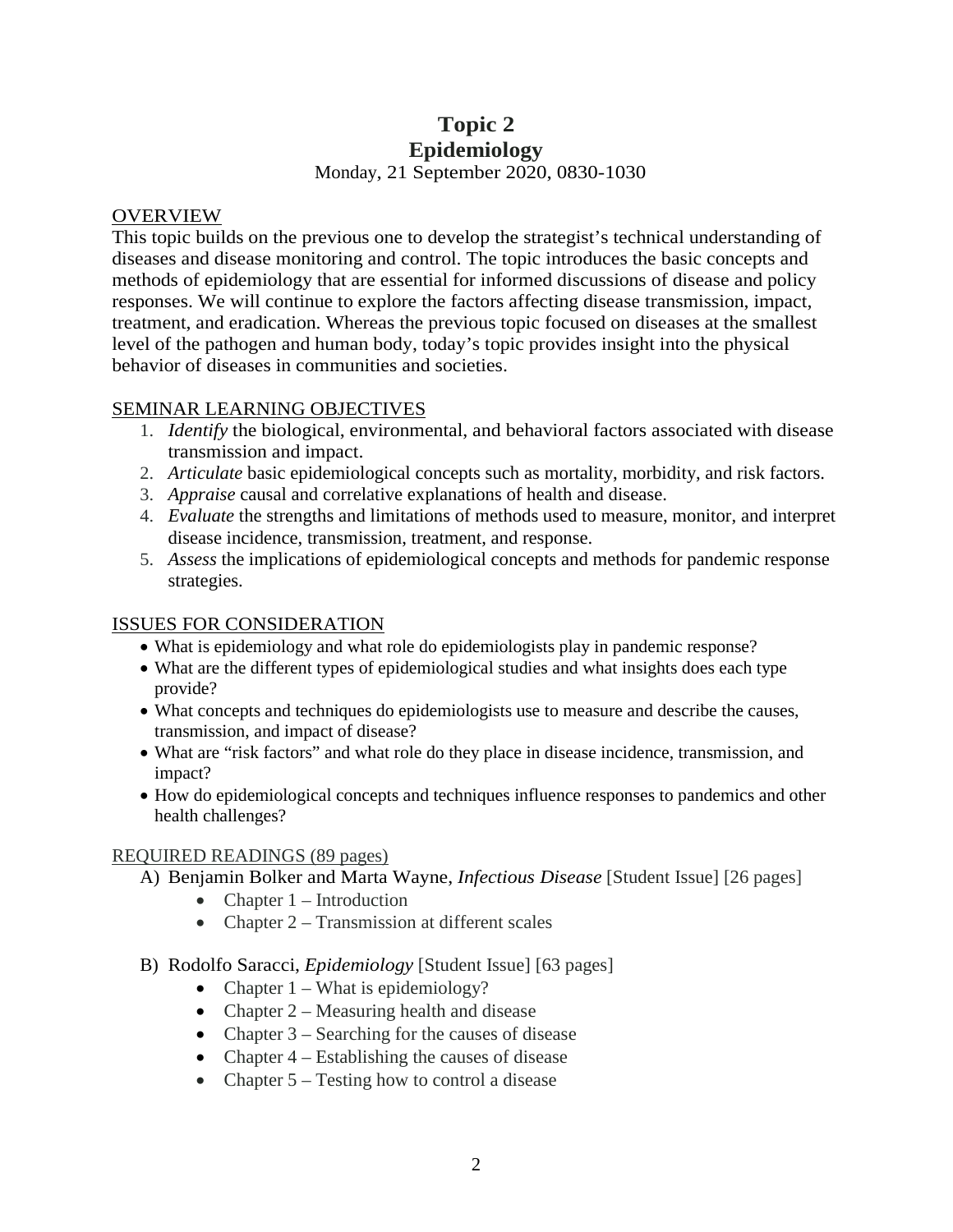# Topic 2
# Epidemiology

Monday, 21 September 2020, 0830-1030

## OVERVIEW

This topic builds on the previous one to develop the strategist's technical understanding of diseases and disease monitoring and control. The topic introduces the basic concepts and methods of epidemiology that are essential for informed discussions of disease and policy responses. We will continue to explore the factors affecting disease transmission, impact, treatment, and eradication. Whereas the previous topic focused on diseases at the smallest level of the pathogen and human body, today's topic provides insight into the physical behavior of diseases in communities and societies.

## SEMINAR LEARNING OBJECTIVES

1. *Identify* the biological, environmental, and behavioral factors associated with disease transmission and impact.
2. *Articulate* basic epidemiological concepts such as mortality, morbidity, and risk factors.
3. *Appraise* causal and correlative explanations of health and disease.
4. *Evaluate* the strengths and limitations of methods used to measure, monitor, and interpret disease incidence, transmission, treatment, and response.
5. *Assess* the implications of epidemiological concepts and methods for pandemic response strategies.

## ISSUES FOR CONSIDERATION

- What is epidemiology and what role do epidemiologists play in pandemic response?
- What are the different types of epidemiological studies and what insights does each type provide?
- What concepts and techniques do epidemiologists use to measure and describe the causes, transmission, and impact of disease?
- What are "risk factors" and what role do they place in disease incidence, transmission, and impact?
- How do epidemiological concepts and techniques influence responses to pandemics and other health challenges?

## REQUIRED READINGS (89 pages)

A) Benjamin Bolker and Marta Wayne, *Infectious Disease* [Student Issue] [26 pages]
   - Chapter 1 – Introduction
   - Chapter 2 – Transmission at different scales

B) Rodolfo Saracci, *Epidemiology* [Student Issue] [63 pages]
   - Chapter 1 – What is epidemiology?
   - Chapter 2 – Measuring health and disease
   - Chapter 3 – Searching for the causes of disease
   - Chapter 4 – Establishing the causes of disease
   - Chapter 5 – Testing how to control a disease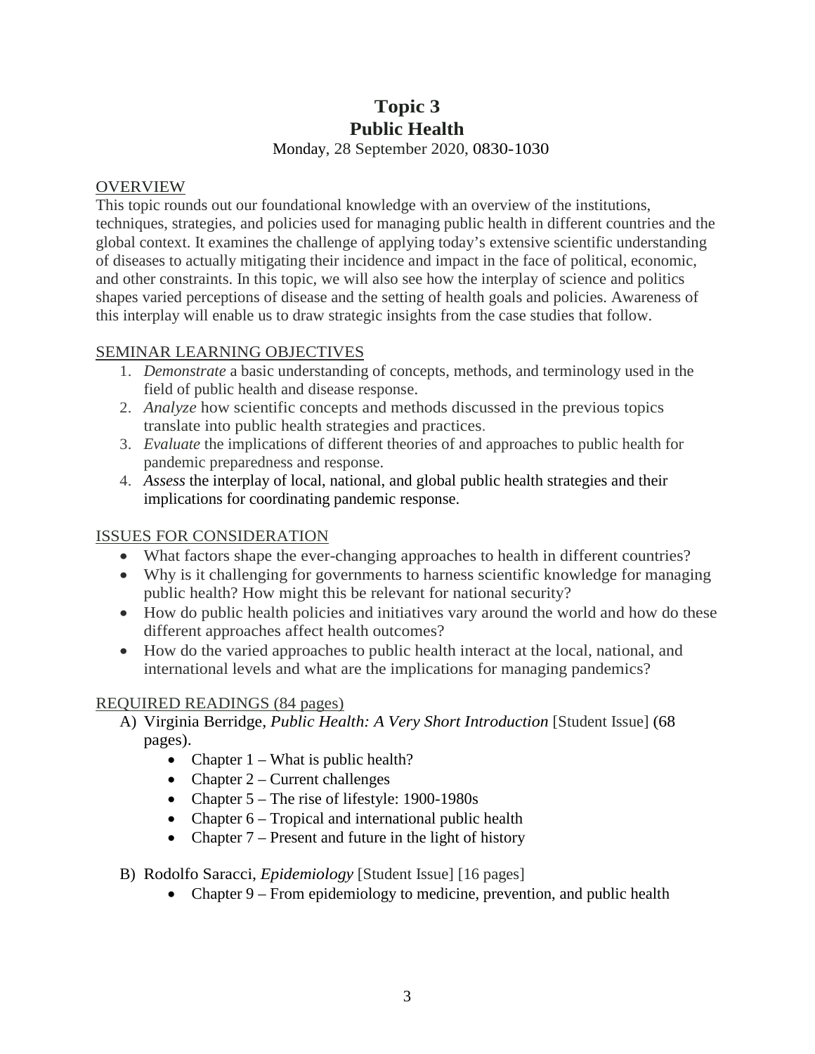# Topic 3
# Public Health

Monday, 28 September 2020, 0830-1030

## OVERVIEW

This topic rounds out our foundational knowledge with an overview of the institutions, techniques, strategies, and policies used for managing public health in different countries and the global context. It examines the challenge of applying today's extensive scientific understanding of diseases to actually mitigating their incidence and impact in the face of political, economic, and other constraints. In this topic, we will also see how the interplay of science and politics shapes varied perceptions of disease and the setting of health goals and policies. Awareness of this interplay will enable us to draw strategic insights from the case studies that follow.

## SEMINAR LEARNING OBJECTIVES

1. *Demonstrate* a basic understanding of concepts, methods, and terminology used in the field of public health and disease response.
2. *Analyze* how scientific concepts and methods discussed in the previous topics translate into public health strategies and practices.
3. *Evaluate* the implications of different theories of and approaches to public health for pandemic preparedness and response.
4. *Assess* the interplay of local, national, and global public health strategies and their implications for coordinating pandemic response.

## ISSUES FOR CONSIDERATION

- What factors shape the ever-changing approaches to health in different countries?
- Why is it challenging for governments to harness scientific knowledge for managing public health? How might this be relevant for national security?
- How do public health policies and initiatives vary around the world and how do these different approaches affect health outcomes?
- How do the varied approaches to public health interact at the local, national, and international levels and what are the implications for managing pandemics?

## REQUIRED READINGS (84 pages)

A) Virginia Berridge, *Public Health: A Very Short Introduction* [Student Issue] (68 pages).
   - Chapter 1 – What is public health?
   - Chapter 2 – Current challenges
   - Chapter 5 – The rise of lifestyle: 1900-1980s
   - Chapter 6 – Tropical and international public health
   - Chapter 7 – Present and future in the light of history

B) Rodolfo Saracci, *Epidemiology* [Student Issue] [16 pages]
   - Chapter 9 – From epidemiology to medicine, prevention, and public health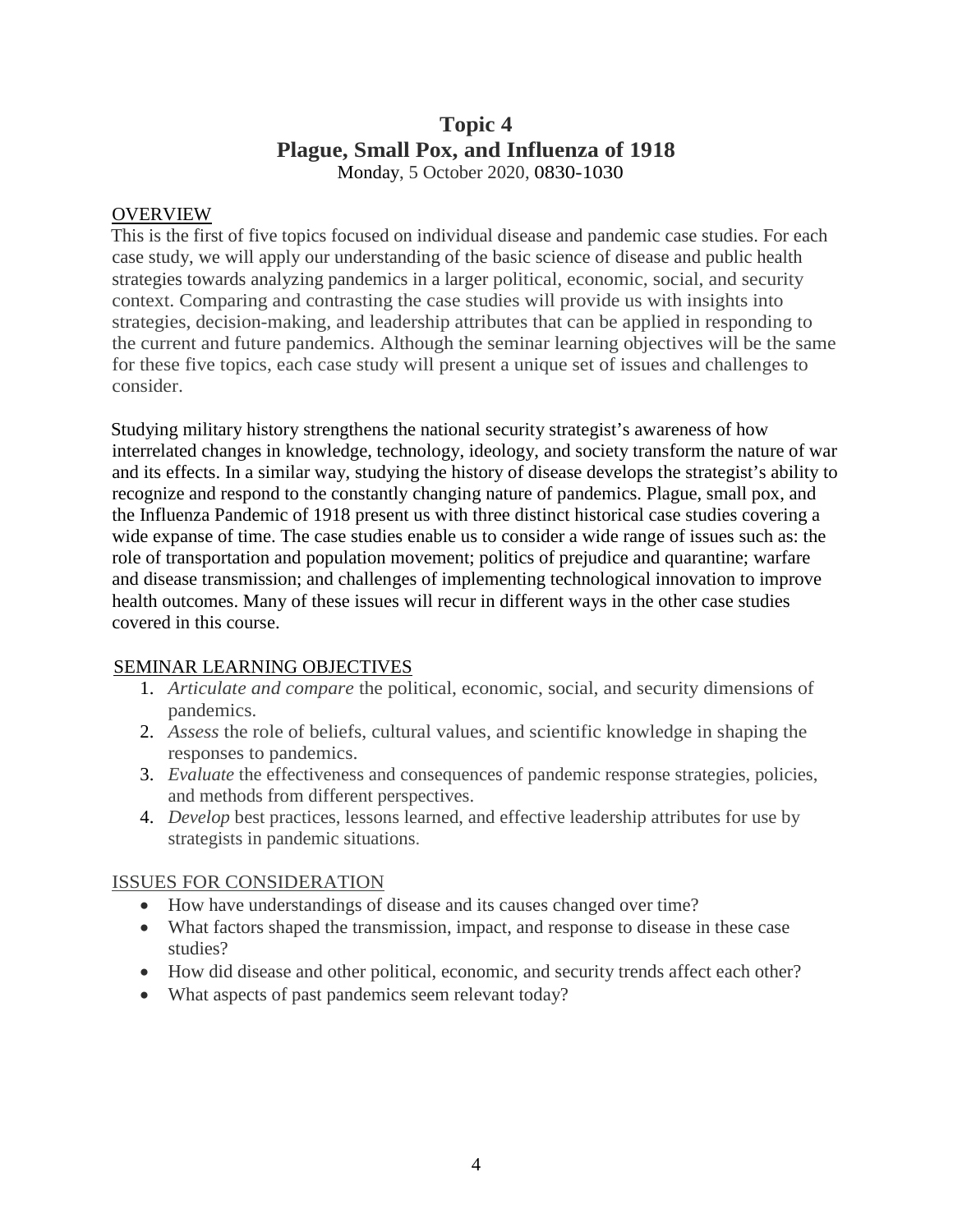# Topic 4
# Plague, Small Pox, and Influenza of 1918

Monday, 5 October 2020, 0830-1030

## OVERVIEW

This is the first of five topics focused on individual disease and pandemic case studies. For each case study, we will apply our understanding of the basic science of disease and public health strategies towards analyzing pandemics in a larger political, economic, social, and security context. Comparing and contrasting the case studies will provide us with insights into strategies, decision-making, and leadership attributes that can be applied in responding to the current and future pandemics. Although the seminar learning objectives will be the same for these five topics, each case study will present a unique set of issues and challenges to consider.

Studying military history strengthens the national security strategist's awareness of how interrelated changes in knowledge, technology, ideology, and society transform the nature of war and its effects. In a similar way, studying the history of disease develops the strategist's ability to recognize and respond to the constantly changing nature of pandemics. Plague, small pox, and the Influenza Pandemic of 1918 present us with three distinct historical case studies covering a wide expanse of time. The case studies enable us to consider a wide range of issues such as: the role of transportation and population movement; politics of prejudice and quarantine; warfare and disease transmission; and challenges of implementing technological innovation to improve health outcomes. Many of these issues will recur in different ways in the other case studies covered in this course.

## SEMINAR LEARNING OBJECTIVES

1. *Articulate and compare* the political, economic, social, and security dimensions of pandemics.
2. *Assess* the role of beliefs, cultural values, and scientific knowledge in shaping the responses to pandemics.
3. *Evaluate* the effectiveness and consequences of pandemic response strategies, policies, and methods from different perspectives.
4. *Develop* best practices, lessons learned, and effective leadership attributes for use by strategists in pandemic situations.

## ISSUES FOR CONSIDERATION

- How have understandings of disease and its causes changed over time?
- What factors shaped the transmission, impact, and response to disease in these case studies?
- How did disease and other political, economic, and security trends affect each other?
- What aspects of past pandemics seem relevant today?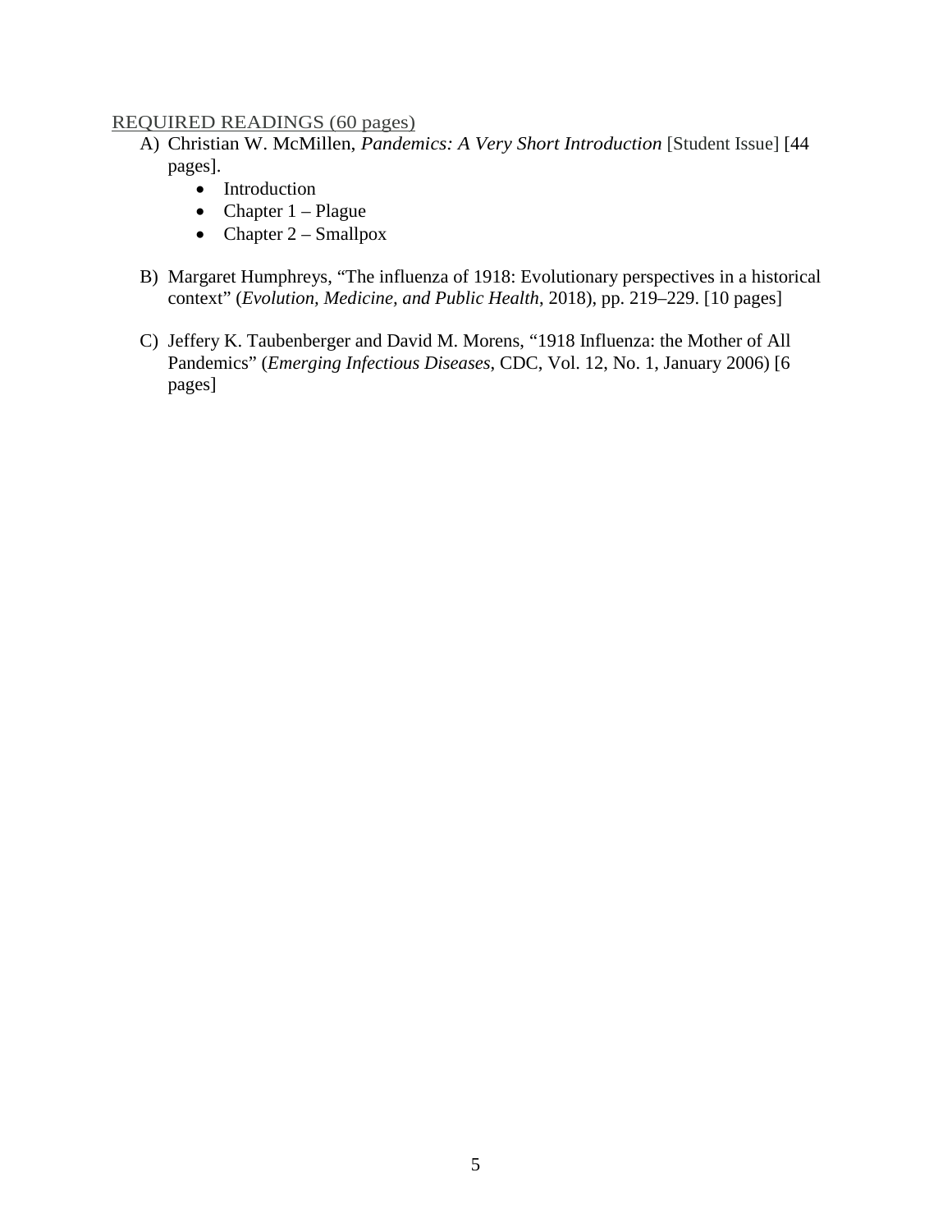REQUIRED READINGS (60 pages)

A) Christian W. McMillen, *Pandemics: A Very Short Introduction* [Student Issue] [44 pages].
    - Introduction
    - Chapter 1 – Plague
    - Chapter 2 – Smallpox

B) Margaret Humphreys, "The influenza of 1918: Evolutionary perspectives in a historical context" (*Evolution, Medicine, and Public Health*, 2018), pp. 219–229. [10 pages]

C) Jeffery K. Taubenberger and David M. Morens, "1918 Influenza: the Mother of All Pandemics" (*Emerging Infectious Diseases*, CDC, Vol. 12, No. 1, January 2006) [6 pages]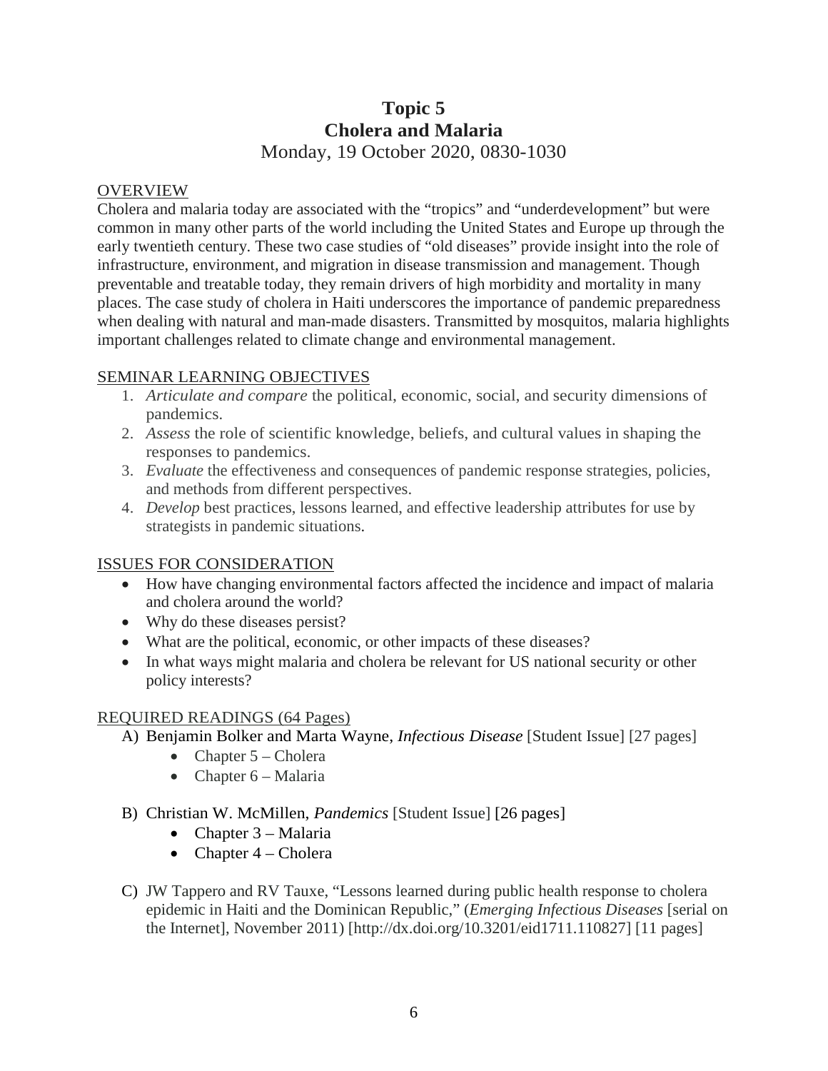# Topic 5
# Cholera and Malaria

Monday, 19 October 2020, 0830-1030

## OVERVIEW

Cholera and malaria today are associated with the "tropics" and "underdevelopment" but were common in many other parts of the world including the United States and Europe up through the early twentieth century. These two case studies of "old diseases" provide insight into the role of infrastructure, environment, and migration in disease transmission and management. Though preventable and treatable today, they remain drivers of high morbidity and mortality in many places. The case study of cholera in Haiti underscores the importance of pandemic preparedness when dealing with natural and man-made disasters. Transmitted by mosquitos, malaria highlights important challenges related to climate change and environmental management.

## SEMINAR LEARNING OBJECTIVES

1. *Articulate and compare* the political, economic, social, and security dimensions of pandemics.
2. *Assess* the role of scientific knowledge, beliefs, and cultural values in shaping the responses to pandemics.
3. *Evaluate* the effectiveness and consequences of pandemic response strategies, policies, and methods from different perspectives.
4. *Develop* best practices, lessons learned, and effective leadership attributes for use by strategists in pandemic situations.

## ISSUES FOR CONSIDERATION

- How have changing environmental factors affected the incidence and impact of malaria and cholera around the world?
- Why do these diseases persist?
- What are the political, economic, or other impacts of these diseases?
- In what ways might malaria and cholera be relevant for US national security or other policy interests?

## REQUIRED READINGS (64 Pages)

A) Benjamin Bolker and Marta Wayne, *Infectious Disease* [Student Issue] [27 pages]
   - Chapter 5 – Cholera
   - Chapter 6 – Malaria

B) Christian W. McMillen, *Pandemics* [Student Issue] [26 pages]
   - Chapter 3 – Malaria
   - Chapter 4 – Cholera

C) JW Tappero and RV Tauxe, "Lessons learned during public health response to cholera epidemic in Haiti and the Dominican Republic," (*Emerging Infectious Diseases* [serial on the Internet], November 2011) [http://dx.doi.org/10.3201/eid1711.110827] [11 pages]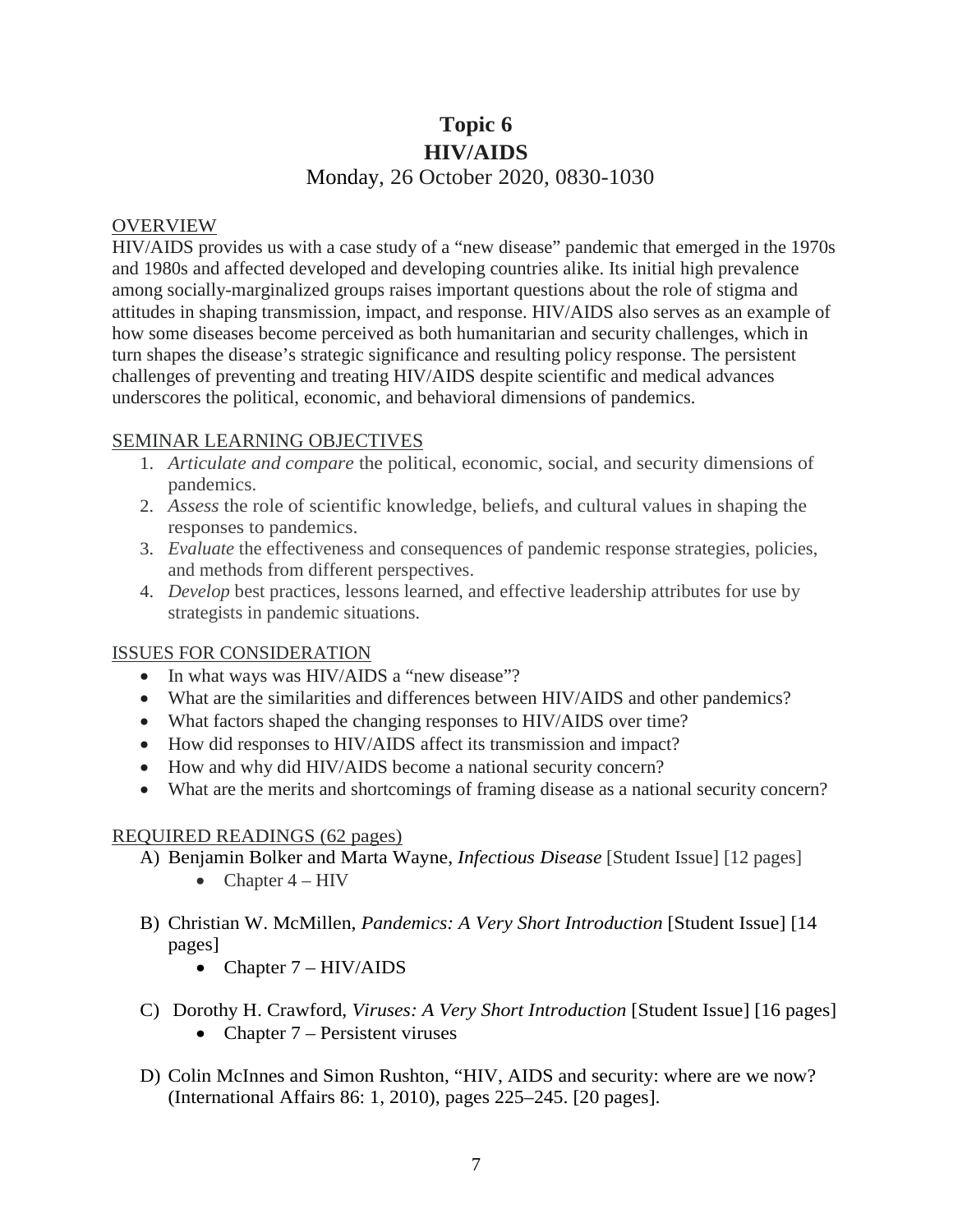# Topic 6
# HIV/AIDS

Monday, 26 October 2020, 0830-1030

## OVERVIEW

HIV/AIDS provides us with a case study of a "new disease" pandemic that emerged in the 1970s and 1980s and affected developed and developing countries alike. Its initial high prevalence among socially-marginalized groups raises important questions about the role of stigma and attitudes in shaping transmission, impact, and response. HIV/AIDS also serves as an example of how some diseases become perceived as both humanitarian and security challenges, which in turn shapes the disease's strategic significance and resulting policy response. The persistent challenges of preventing and treating HIV/AIDS despite scientific and medical advances underscores the political, economic, and behavioral dimensions of pandemics.

## SEMINAR LEARNING OBJECTIVES

1. *Articulate and compare* the political, economic, social, and security dimensions of pandemics.
2. *Assess* the role of scientific knowledge, beliefs, and cultural values in shaping the responses to pandemics.
3. *Evaluate* the effectiveness and consequences of pandemic response strategies, policies, and methods from different perspectives.
4. *Develop* best practices, lessons learned, and effective leadership attributes for use by strategists in pandemic situations.

## ISSUES FOR CONSIDERATION

- In what ways was HIV/AIDS a "new disease"?
- What are the similarities and differences between HIV/AIDS and other pandemics?
- What factors shaped the changing responses to HIV/AIDS over time?
- How did responses to HIV/AIDS affect its transmission and impact?
- How and why did HIV/AIDS become a national security concern?
- What are the merits and shortcomings of framing disease as a national security concern?

## REQUIRED READINGS (62 pages)

A) Benjamin Bolker and Marta Wayne, *Infectious Disease* [Student Issue] [12 pages]
   - Chapter 4 – HIV

B) Christian W. McMillen, *Pandemics: A Very Short Introduction* [Student Issue] [14 pages]
   - Chapter 7 – HIV/AIDS

C) Dorothy H. Crawford, *Viruses: A Very Short Introduction* [Student Issue] [16 pages]
   - Chapter 7 – Persistent viruses

D) Colin McInnes and Simon Rushton, "HIV, AIDS and security: where are we now? (International Affairs 86: 1, 2010), pages 225–245. [20 pages].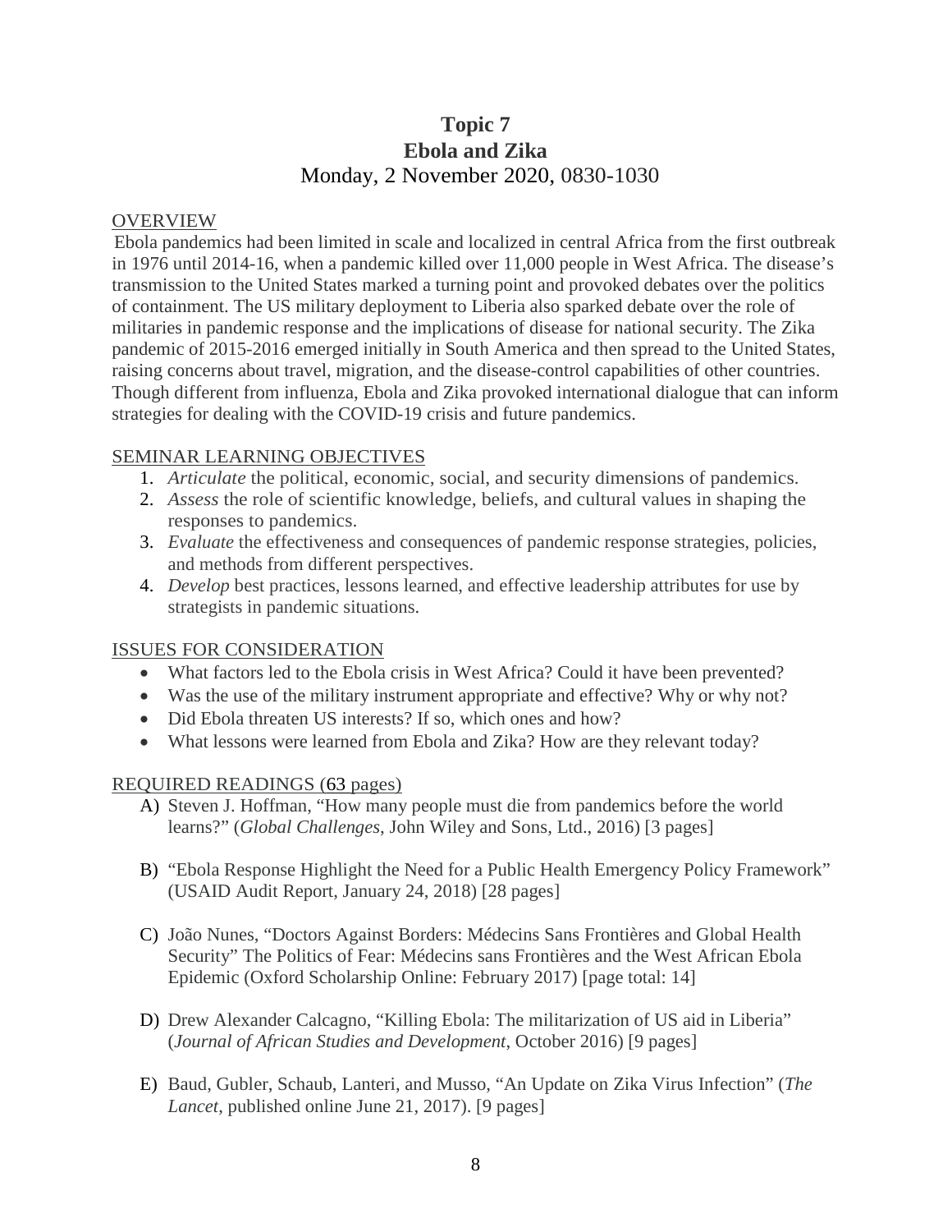# Topic 7
# Ebola and Zika
## Monday, 2 November 2020, 0830-1030

OVERVIEW

Ebola pandemics had been limited in scale and localized in central Africa from the first outbreak in 1976 until 2014-16, when a pandemic killed over 11,000 people in West Africa. The disease's transmission to the United States marked a turning point and provoked debates over the politics of containment. The US military deployment to Liberia also sparked debate over the role of militaries in pandemic response and the implications of disease for national security. The Zika pandemic of 2015-2016 emerged initially in South America and then spread to the United States, raising concerns about travel, migration, and the disease-control capabilities of other countries. Though different from influenza, Ebola and Zika provoked international dialogue that can inform strategies for dealing with the COVID-19 crisis and future pandemics.

SEMINAR LEARNING OBJECTIVES

1. *Articulate* the political, economic, social, and security dimensions of pandemics.
2. *Assess* the role of scientific knowledge, beliefs, and cultural values in shaping the responses to pandemics.
3. *Evaluate* the effectiveness and consequences of pandemic response strategies, policies, and methods from different perspectives.
4. *Develop* best practices, lessons learned, and effective leadership attributes for use by strategists in pandemic situations.

ISSUES FOR CONSIDERATION

- What factors led to the Ebola crisis in West Africa? Could it have been prevented?
- Was the use of the military instrument appropriate and effective? Why or why not?
- Did Ebola threaten US interests? If so, which ones and how?
- What lessons were learned from Ebola and Zika? How are they relevant today?

REQUIRED READINGS (63 pages)

A) Steven J. Hoffman, "How many people must die from pandemics before the world learns?" (*Global Challenges*, John Wiley and Sons, Ltd., 2016) [3 pages]

B) "Ebola Response Highlight the Need for a Public Health Emergency Policy Framework" (USAID Audit Report, January 24, 2018) [28 pages]

C) João Nunes, "Doctors Against Borders: Médecins Sans Frontières and Global Health Security" The Politics of Fear: Médecins sans Frontières and the West African Ebola Epidemic (Oxford Scholarship Online: February 2017) [page total: 14]

D) Drew Alexander Calcagno, "Killing Ebola: The militarization of US aid in Liberia" (*Journal of African Studies and Development*, October 2016) [9 pages]

E) Baud, Gubler, Schaub, Lanteri, and Musso, "An Update on Zika Virus Infection" (*The Lancet*, published online June 21, 2017). [9 pages]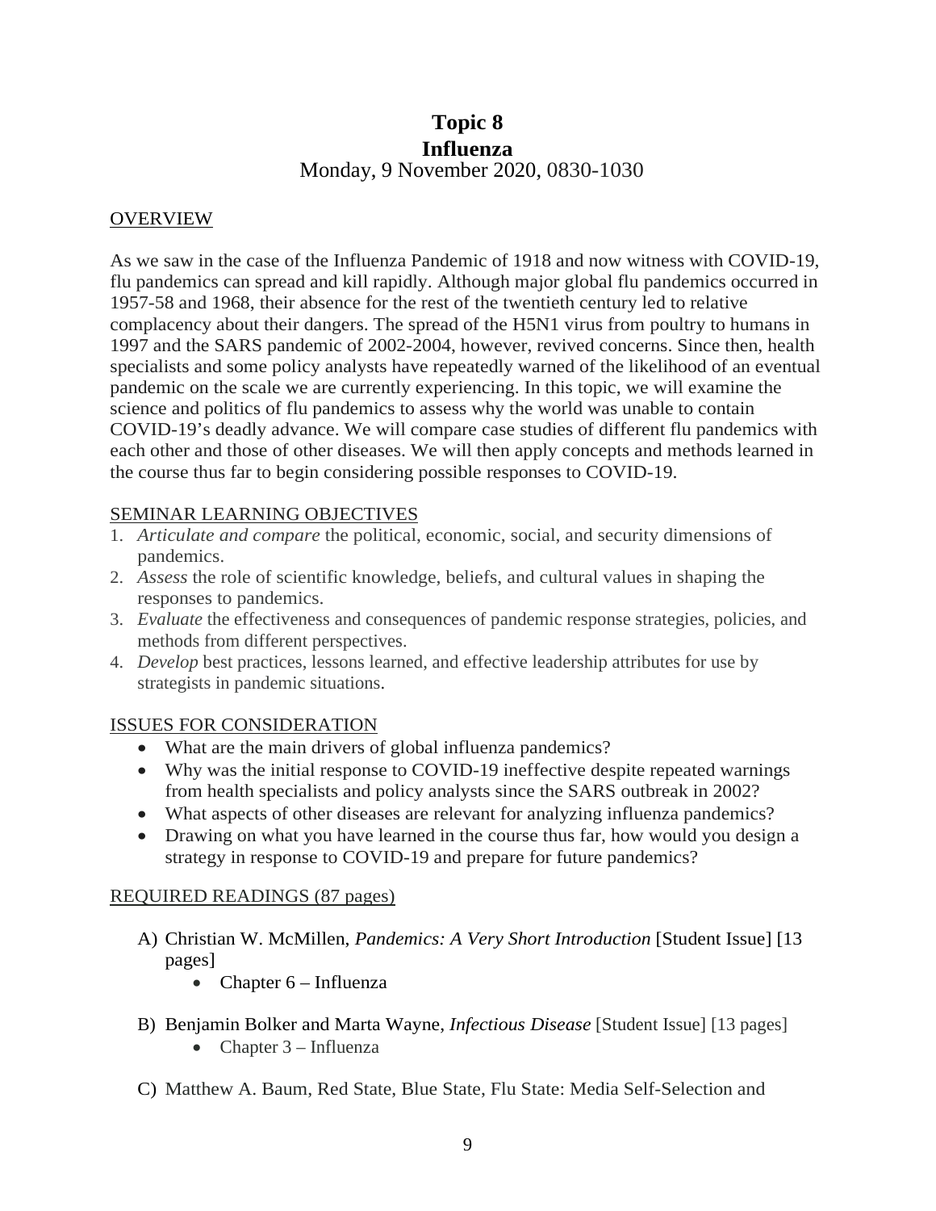# Topic 8
# Influenza

Monday, 9 November 2020, 0830-1030

## OVERVIEW

As we saw in the case of the Influenza Pandemic of 1918 and now witness with COVID-19, flu pandemics can spread and kill rapidly. Although major global flu pandemics occurred in 1957-58 and 1968, their absence for the rest of the twentieth century led to relative complacency about their dangers. The spread of the H5N1 virus from poultry to humans in 1997 and the SARS pandemic of 2002-2004, however, revived concerns. Since then, health specialists and some policy analysts have repeatedly warned of the likelihood of an eventual pandemic on the scale we are currently experiencing. In this topic, we will examine the science and politics of flu pandemics to assess why the world was unable to contain COVID-19's deadly advance. We will compare case studies of different flu pandemics with each other and those of other diseases. We will then apply concepts and methods learned in the course thus far to begin considering possible responses to COVID-19.

## SEMINAR LEARNING OBJECTIVES

1. *Articulate and compare* the political, economic, social, and security dimensions of pandemics.
2. *Assess* the role of scientific knowledge, beliefs, and cultural values in shaping the responses to pandemics.
3. *Evaluate* the effectiveness and consequences of pandemic response strategies, policies, and methods from different perspectives.
4. *Develop* best practices, lessons learned, and effective leadership attributes for use by strategists in pandemic situations.

## ISSUES FOR CONSIDERATION

- What are the main drivers of global influenza pandemics?
- Why was the initial response to COVID-19 ineffective despite repeated warnings from health specialists and policy analysts since the SARS outbreak in 2002?
- What aspects of other diseases are relevant for analyzing influenza pandemics?
- Drawing on what you have learned in the course thus far, how would you design a strategy in response to COVID-19 and prepare for future pandemics?

## REQUIRED READINGS (87 pages)

A) Christian W. McMillen, *Pandemics: A Very Short Introduction* [Student Issue] [13 pages]
   - Chapter 6 – Influenza

B) Benjamin Bolker and Marta Wayne, *Infectious Disease* [Student Issue] [13 pages]
   - Chapter 3 – Influenza

C) Matthew A. Baum, Red State, Blue State, Flu State: Media Self-Selection and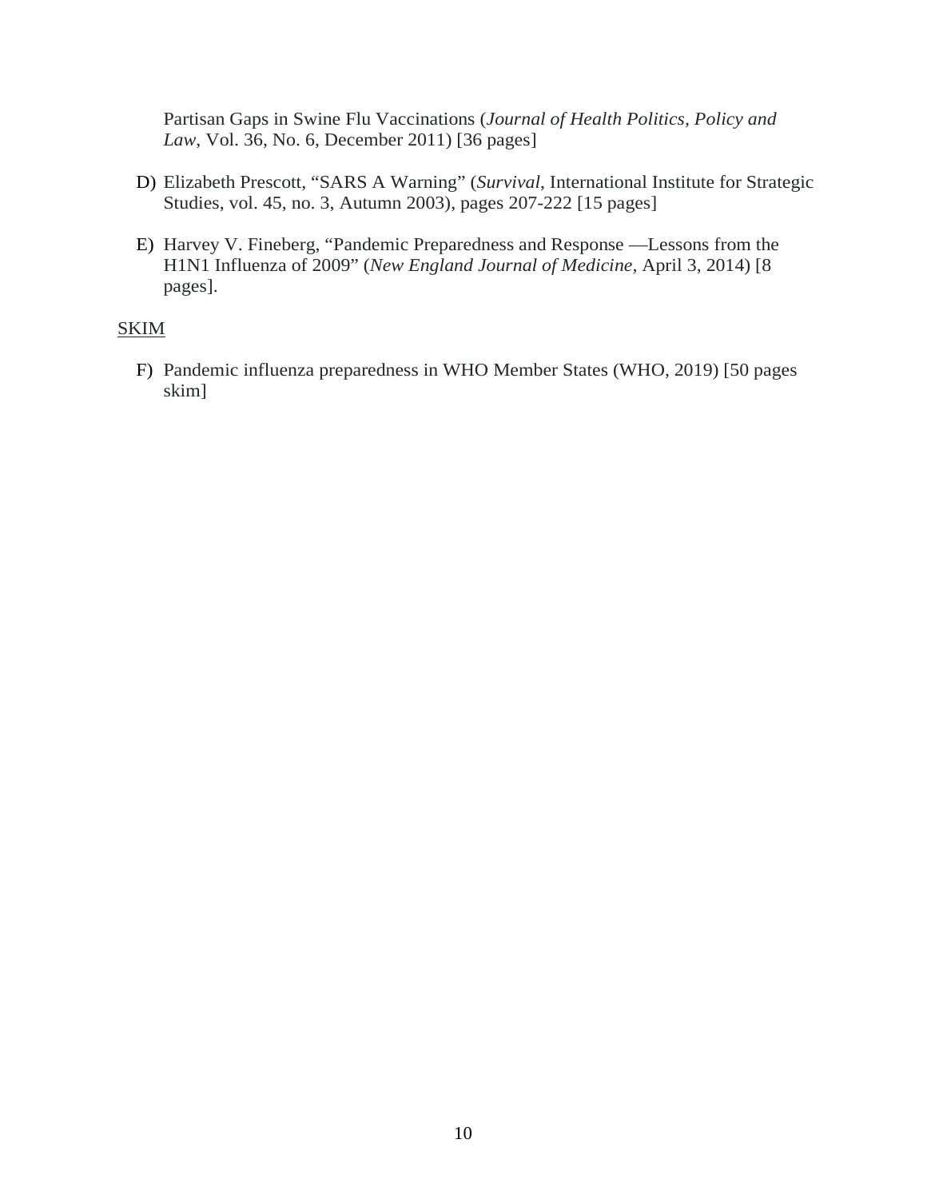Partisan Gaps in Swine Flu Vaccinations (*Journal of Health Politics, Policy and Law*, Vol. 36, No. 6, December 2011) [36 pages]

D) Elizabeth Prescott, "SARS A Warning" (*Survival*, International Institute for Strategic Studies, vol. 45, no. 3, Autumn 2003), pages 207-222 [15 pages]

E) Harvey V. Fineberg, "Pandemic Preparedness and Response —Lessons from the H1N1 Influenza of 2009" (*New England Journal of Medicine,* April 3, 2014) [8 pages].

<u>SKIM</u>

F) Pandemic influenza preparedness in WHO Member States (WHO, 2019) [50 pages skim]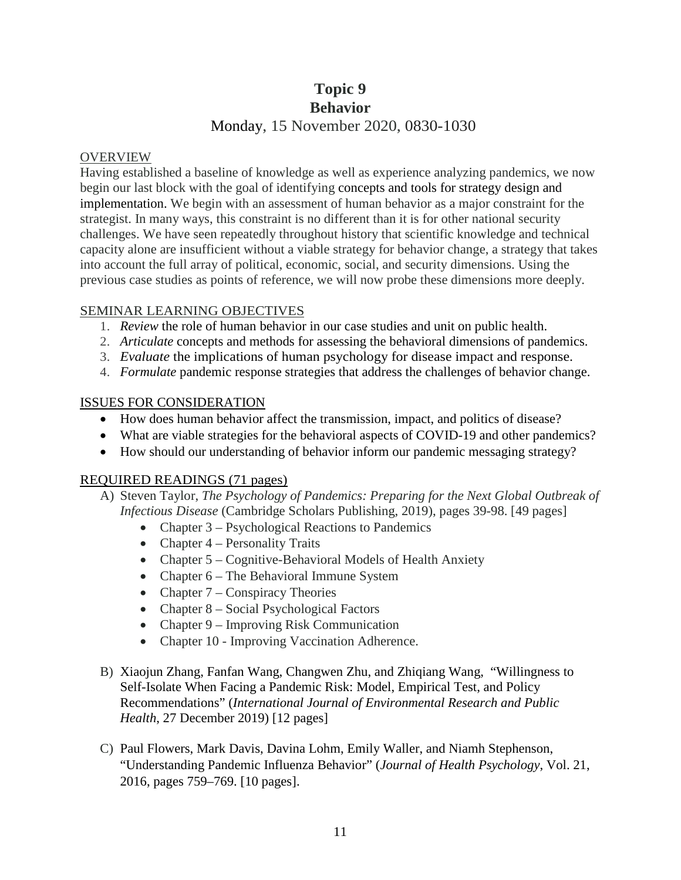# Topic 9
# Behavior

Monday, 15 November 2020, 0830-1030

## OVERVIEW

Having established a baseline of knowledge as well as experience analyzing pandemics, we now begin our last block with the goal of identifying concepts and tools for strategy design and implementation. We begin with an assessment of human behavior as a major constraint for the strategist. In many ways, this constraint is no different than it is for other national security challenges. We have seen repeatedly throughout history that scientific knowledge and technical capacity alone are insufficient without a viable strategy for behavior change, a strategy that takes into account the full array of political, economic, social, and security dimensions. Using the previous case studies as points of reference, we will now probe these dimensions more deeply.

## SEMINAR LEARNING OBJECTIVES

1. *Review* the role of human behavior in our case studies and unit on public health.
2. *Articulate* concepts and methods for assessing the behavioral dimensions of pandemics.
3. *Evaluate* the implications of human psychology for disease impact and response.
4. *Formulate* pandemic response strategies that address the challenges of behavior change.

## ISSUES FOR CONSIDERATION

- How does human behavior affect the transmission, impact, and politics of disease?
- What are viable strategies for the behavioral aspects of COVID-19 and other pandemics?
- How should our understanding of behavior inform our pandemic messaging strategy?

## REQUIRED READINGS (71 pages)

A) Steven Taylor, *The Psychology of Pandemics: Preparing for the Next Global Outbreak of Infectious Disease* (Cambridge Scholars Publishing, 2019), pages 39-98. [49 pages]
   - Chapter 3 – Psychological Reactions to Pandemics
   - Chapter 4 – Personality Traits
   - Chapter 5 – Cognitive-Behavioral Models of Health Anxiety
   - Chapter 6 – The Behavioral Immune System
   - Chapter 7 – Conspiracy Theories
   - Chapter 8 – Social Psychological Factors
   - Chapter 9 – Improving Risk Communication
   - Chapter 10 - Improving Vaccination Adherence.

B) Xiaojun Zhang, Fanfan Wang, Changwen Zhu, and Zhiqiang Wang, "Willingness to Self-Isolate When Facing a Pandemic Risk: Model, Empirical Test, and Policy Recommendations" (*International Journal of Environmental Research and Public Health*, 27 December 2019) [12 pages]

C) Paul Flowers, Mark Davis, Davina Lohm, Emily Waller, and Niamh Stephenson, "Understanding Pandemic Influenza Behavior" (*Journal of Health Psychology*, Vol. 21, 2016, pages 759–769. [10 pages].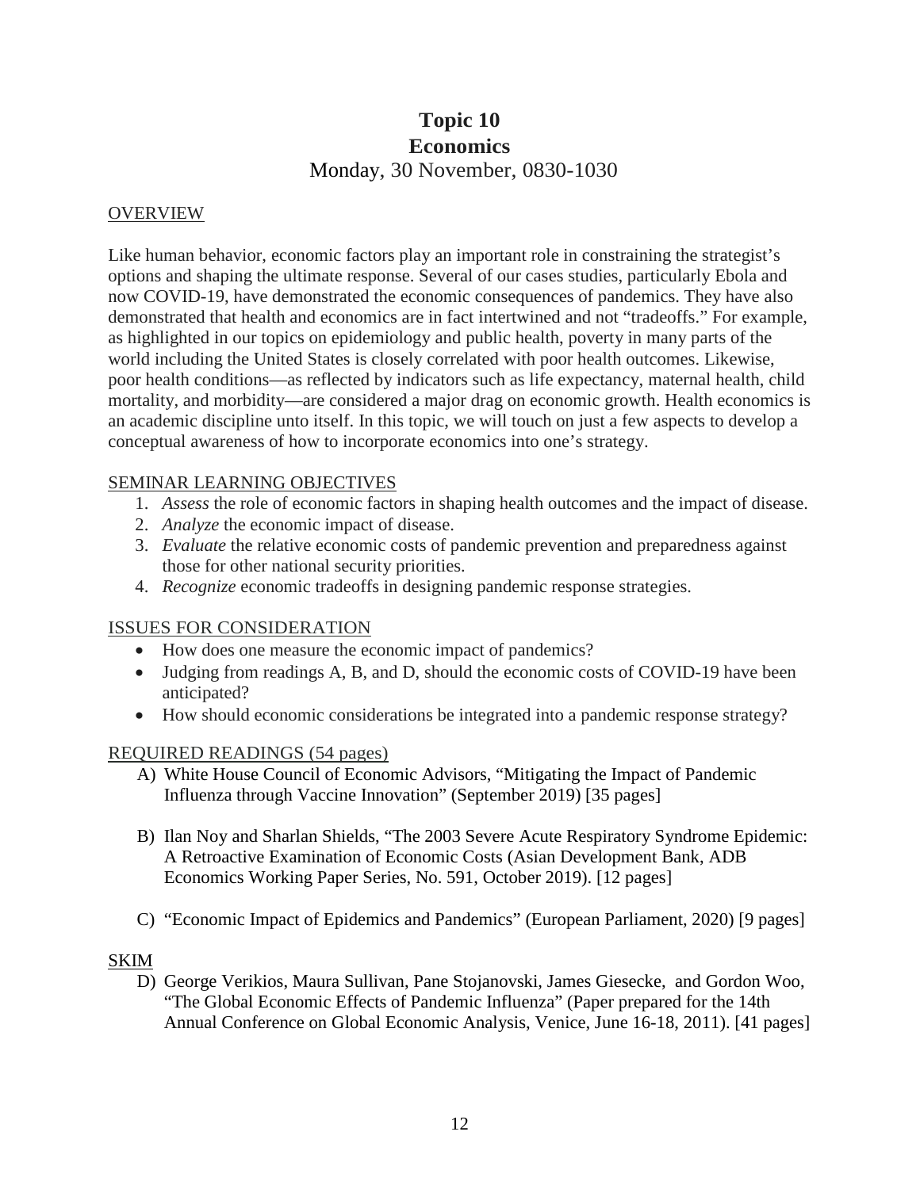# Topic 10
# Economics
Monday, 30 November, 0830-1030

## OVERVIEW

Like human behavior, economic factors play an important role in constraining the strategist's options and shaping the ultimate response. Several of our cases studies, particularly Ebola and now COVID-19, have demonstrated the economic consequences of pandemics. They have also demonstrated that health and economics are in fact intertwined and not "tradeoffs." For example, as highlighted in our topics on epidemiology and public health, poverty in many parts of the world including the United States is closely correlated with poor health outcomes. Likewise, poor health conditions—as reflected by indicators such as life expectancy, maternal health, child mortality, and morbidity—are considered a major drag on economic growth. Health economics is an academic discipline unto itself. In this topic, we will touch on just a few aspects to develop a conceptual awareness of how to incorporate economics into one's strategy.

## SEMINAR LEARNING OBJECTIVES

1. *Assess* the role of economic factors in shaping health outcomes and the impact of disease.
2. *Analyze* the economic impact of disease.
3. *Evaluate* the relative economic costs of pandemic prevention and preparedness against those for other national security priorities.
4. *Recognize* economic tradeoffs in designing pandemic response strategies.

## ISSUES FOR CONSIDERATION

- How does one measure the economic impact of pandemics?
- Judging from readings A, B, and D, should the economic costs of COVID-19 have been anticipated?
- How should economic considerations be integrated into a pandemic response strategy?

## REQUIRED READINGS (54 pages)

A) White House Council of Economic Advisors, "Mitigating the Impact of Pandemic Influenza through Vaccine Innovation" (September 2019) [35 pages]

B) Ilan Noy and Sharlan Shields, "The 2003 Severe Acute Respiratory Syndrome Epidemic: A Retroactive Examination of Economic Costs (Asian Development Bank, ADB Economics Working Paper Series, No. 591, October 2019). [12 pages]

C) "Economic Impact of Epidemics and Pandemics" (European Parliament, 2020) [9 pages]

## SKIM

D) George Verikios, Maura Sullivan, Pane Stojanovski, James Giesecke, and Gordon Woo, "The Global Economic Effects of Pandemic Influenza" (Paper prepared for the 14th Annual Conference on Global Economic Analysis, Venice, June 16-18, 2011). [41 pages]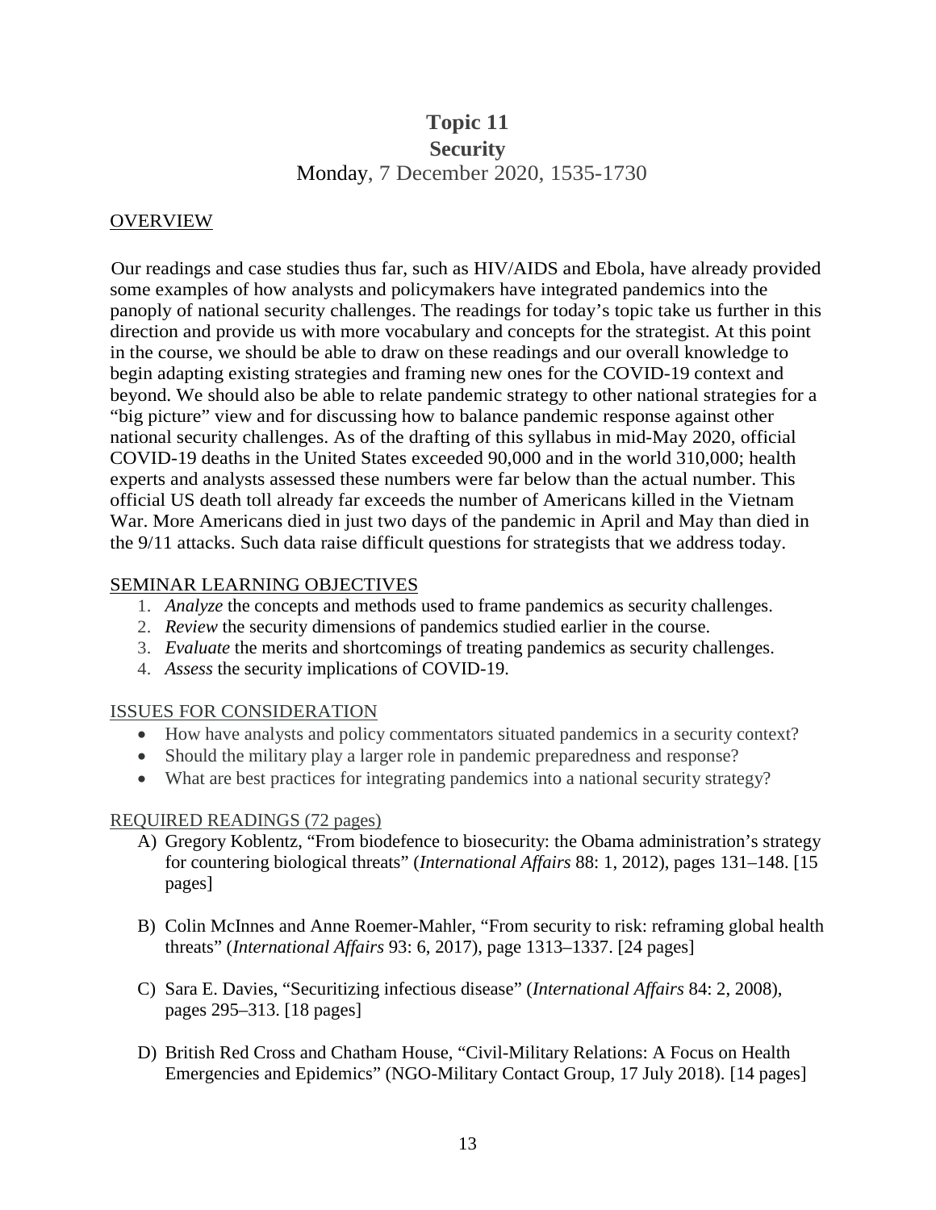# Topic 11
## Security
### Monday, 7 December 2020, 1535-1730

<u>OVERVIEW</u>

Our readings and case studies thus far, such as HIV/AIDS and Ebola, have already provided some examples of how analysts and policymakers have integrated pandemics into the panoply of national security challenges. The readings for today's topic take us further in this direction and provide us with more vocabulary and concepts for the strategist. At this point in the course, we should be able to draw on these readings and our overall knowledge to begin adapting existing strategies and framing new ones for the COVID-19 context and beyond. We should also be able to relate pandemic strategy to other national strategies for a "big picture" view and for discussing how to balance pandemic response against other national security challenges. As of the drafting of this syllabus in mid-May 2020, official COVID-19 deaths in the United States exceeded 90,000 and in the world 310,000; health experts and analysts assessed these numbers were far below than the actual number. This official US death toll already far exceeds the number of Americans killed in the Vietnam War. More Americans died in just two days of the pandemic in April and May than died in the 9/11 attacks. Such data raise difficult questions for strategists that we address today.

<u>SEMINAR LEARNING OBJECTIVES</u>

1. *Analyze* the concepts and methods used to frame pandemics as security challenges.
2. *Review* the security dimensions of pandemics studied earlier in the course.
3. *Evaluate* the merits and shortcomings of treating pandemics as security challenges.
4. *Assess* the security implications of COVID-19.

<u>ISSUES FOR CONSIDERATION</u>

- How have analysts and policy commentators situated pandemics in a security context?
- Should the military play a larger role in pandemic preparedness and response?
- What are best practices for integrating pandemics into a national security strategy?

<u>REQUIRED READINGS (72 pages)</u>

A) Gregory Koblentz, "From biodefence to biosecurity: the Obama administration's strategy for countering biological threats" (*International Affairs* 88: 1, 2012), pages 131–148. [15 pages]

B) Colin McInnes and Anne Roemer-Mahler, "From security to risk: reframing global health threats" (*International Affairs* 93: 6, 2017), page 1313–1337. [24 pages]

C) Sara E. Davies, "Securitizing infectious disease" (*International Affairs* 84: 2, 2008), pages 295–313. [18 pages]

D) British Red Cross and Chatham House, "Civil-Military Relations: A Focus on Health Emergencies and Epidemics" (NGO-Military Contact Group, 17 July 2018). [14 pages]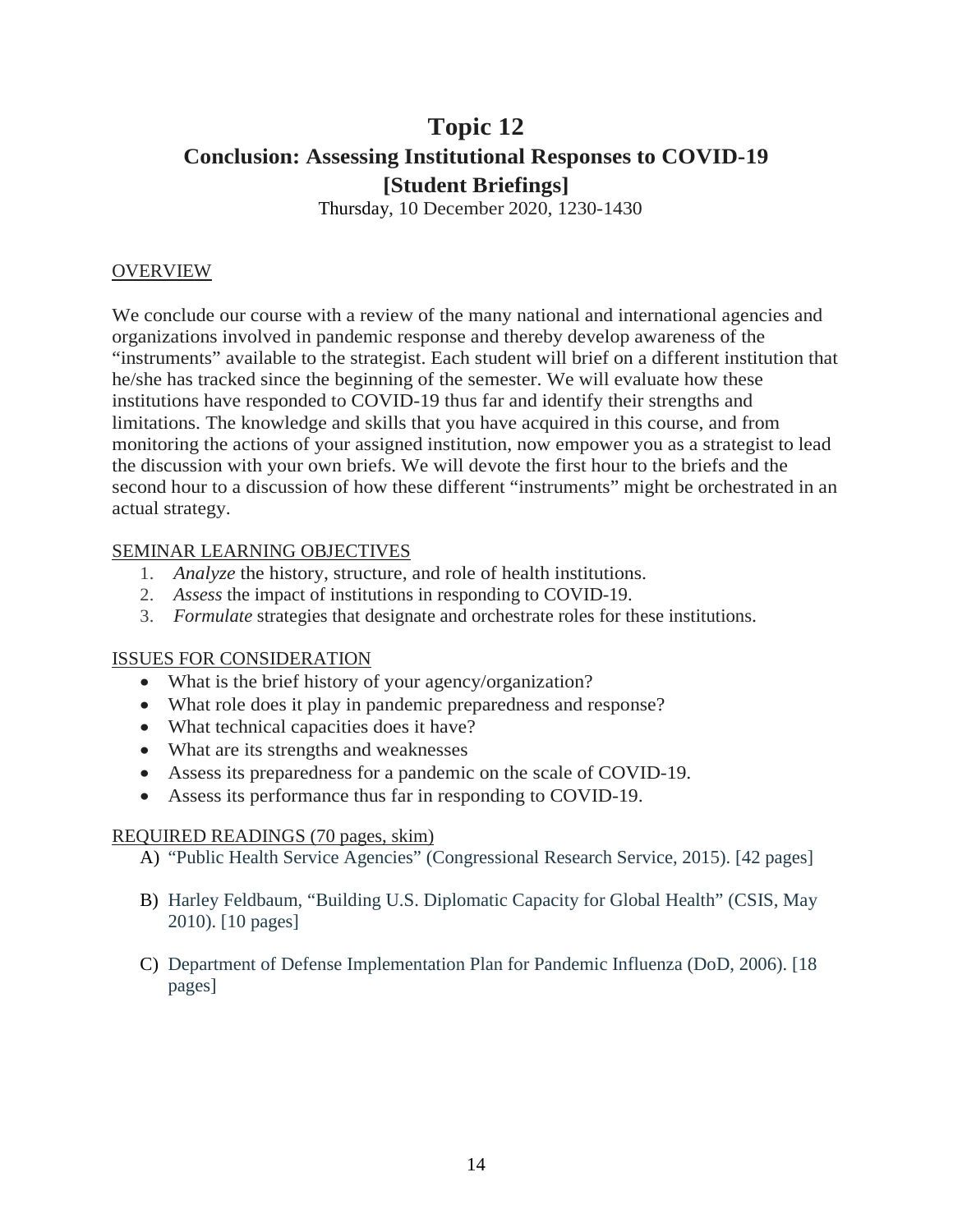# Topic 12

## Conclusion: Assessing Institutional Responses to COVID-19

## [Student Briefings]

Thursday, 10 December 2020, 1230-1430

OVERVIEW

We conclude our course with a review of the many national and international agencies and organizations involved in pandemic response and thereby develop awareness of the "instruments" available to the strategist. Each student will brief on a different institution that he/she has tracked since the beginning of the semester. We will evaluate how these institutions have responded to COVID-19 thus far and identify their strengths and limitations. The knowledge and skills that you have acquired in this course, and from monitoring the actions of your assigned institution, now empower you as a strategist to lead the discussion with your own briefs. We will devote the first hour to the briefs and the second hour to a discussion of how these different "instruments" might be orchestrated in an actual strategy.

SEMINAR LEARNING OBJECTIVES

1. *Analyze* the history, structure, and role of health institutions.
2. *Assess* the impact of institutions in responding to COVID-19.
3. *Formulate* strategies that designate and orchestrate roles for these institutions.

ISSUES FOR CONSIDERATION

- What is the brief history of your agency/organization?
- What role does it play in pandemic preparedness and response?
- What technical capacities does it have?
- What are its strengths and weaknesses
- Assess its preparedness for a pandemic on the scale of COVID-19.
- Assess its performance thus far in responding to COVID-19.

REQUIRED READINGS (70 pages, skim)

A) "Public Health Service Agencies" (Congressional Research Service, 2015). [42 pages]

B) Harley Feldbaum, "Building U.S. Diplomatic Capacity for Global Health" (CSIS, May 2010). [10 pages]

C) Department of Defense Implementation Plan for Pandemic Influenza (DoD, 2006). [18 pages]